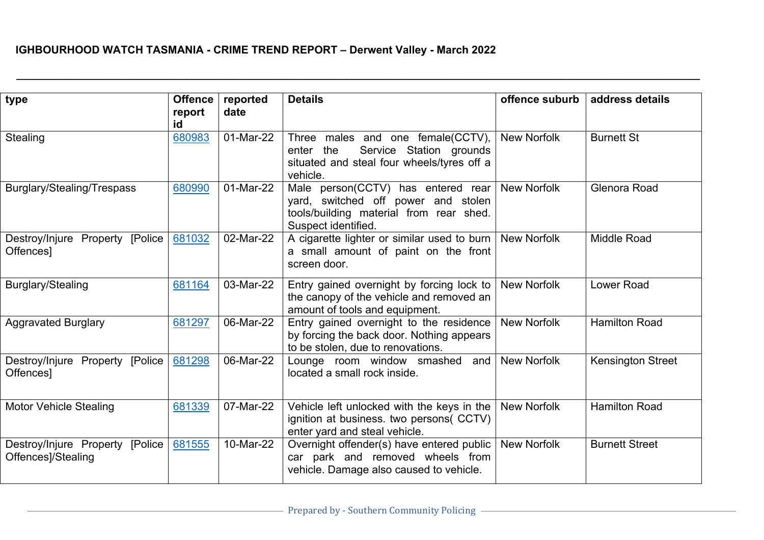**IGHBOURHOOD WATCH TASMANIA - CRIME TREND REPORT – Derwent Valley - March 2022**

| type | Offence report id | reported date | Details | offence suburb | address details |
|---|---|---|---|---|---|
| Stealing | 680983 | 01-Mar-22 | Three males and one female(CCTV), enter the Service Station grounds situated and steal four wheels/tyres off a vehicle. | New Norfolk | Burnett St |
| Burglary/Stealing/Trespass | 680990 | 01-Mar-22 | Male person(CCTV) has entered rear yard, switched off power and stolen tools/building material from rear shed. Suspect identified. | New Norfolk | Glenora Road |
| Destroy/Injure Property [Police Offences] | 681032 | 02-Mar-22 | A cigarette lighter or similar used to burn a small amount of paint on the front screen door. | New Norfolk | Middle Road |
| Burglary/Stealing | 681164 | 03-Mar-22 | Entry gained overnight by forcing lock to the canopy of the vehicle and removed an amount of tools and equipment. | New Norfolk | Lower Road |
| Aggravated Burglary | 681297 | 06-Mar-22 | Entry gained overnight to the residence by forcing the back door. Nothing appears to be stolen, due to renovations. | New Norfolk | Hamilton Road |
| Destroy/Injure Property [Police Offences] | 681298 | 06-Mar-22 | Lounge room window smashed and located a small rock inside. | New Norfolk | Kensington Street |
| Motor Vehicle Stealing | 681339 | 07-Mar-22 | Vehicle left unlocked with the keys in the ignition at business. two persons( CCTV) enter yard and steal vehicle. | New Norfolk | Hamilton Road |
| Destroy/Injure Property [Police Offences]/Stealing | 681555 | 10-Mar-22 | Overnight offender(s) have entered public car park and removed wheels from vehicle. Damage also caused to vehicle. | New Norfolk | Burnett Street |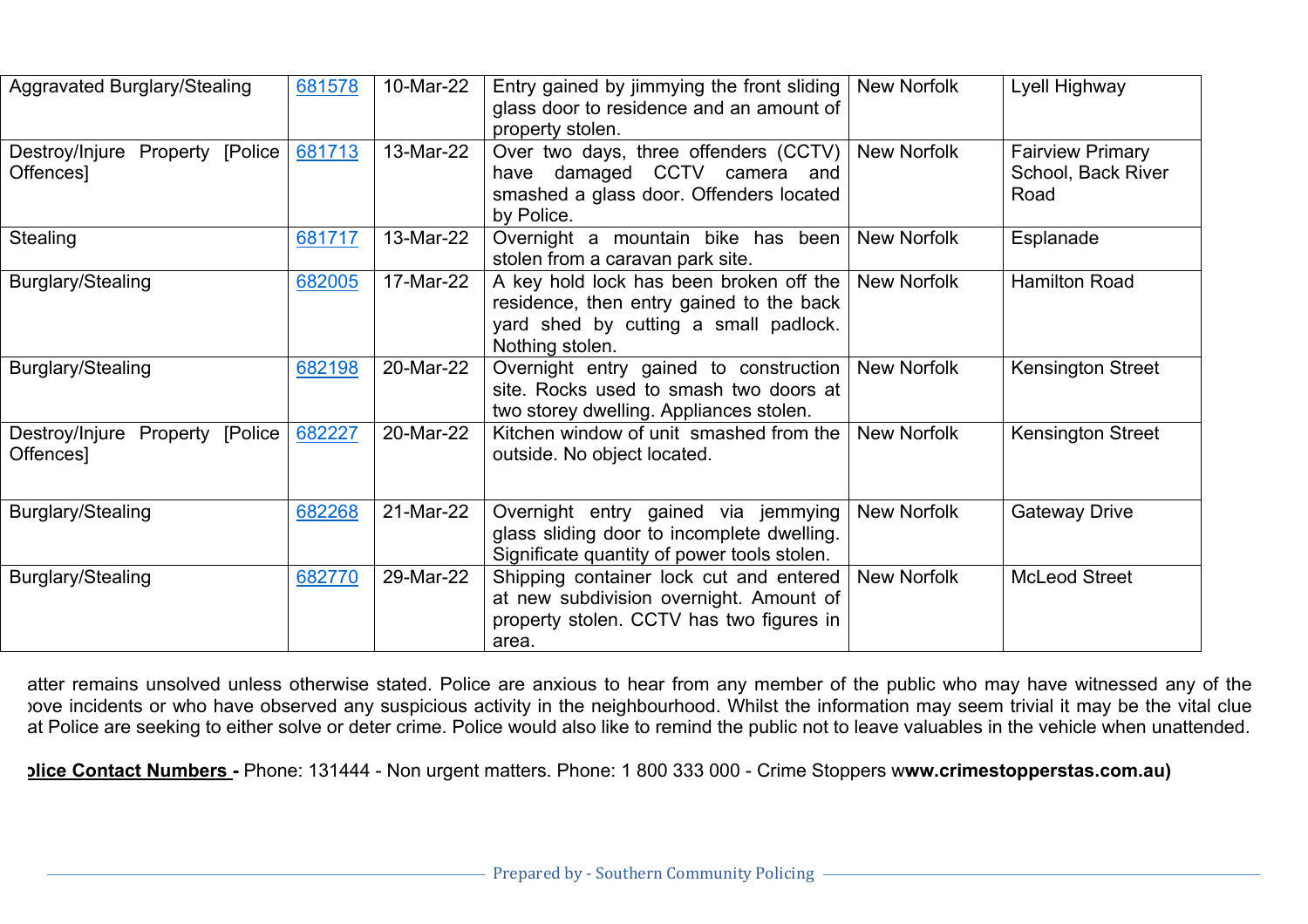| | | | | | |
|---|---|---|---|---|---|
| Aggravated Burglary/Stealing | 681578 | 10-Mar-22 | Entry gained by jimmying the front sliding glass door to residence and an amount of property stolen. | New Norfolk | Lyell Highway |
| Destroy/Injure Property [Police Offences] | 681713 | 13-Mar-22 | Over two days, three offenders (CCTV) have damaged CCTV camera and smashed a glass door. Offenders located by Police. | New Norfolk | Fairview Primary School, Back River Road |
| Stealing | 681717 | 13-Mar-22 | Overnight a mountain bike has been stolen from a caravan park site. | New Norfolk | Esplanade |
| Burglary/Stealing | 682005 | 17-Mar-22 | A key hold lock has been broken off the residence, then entry gained to the back yard shed by cutting a small padlock. Nothing stolen. | New Norfolk | Hamilton Road |
| Burglary/Stealing | 682198 | 20-Mar-22 | Overnight entry gained to construction site. Rocks used to smash two doors at two storey dwelling. Appliances stolen. | New Norfolk | Kensington Street |
| Destroy/Injure Property [Police Offences] | 682227 | 20-Mar-22 | Kitchen window of unit smashed from the outside. No object located. | New Norfolk | Kensington Street |
| Burglary/Stealing | 682268 | 21-Mar-22 | Overnight entry gained via jemmying glass sliding door to incomplete dwelling. Significate quantity of power tools stolen. | New Norfolk | Gateway Drive |
| Burglary/Stealing | 682770 | 29-Mar-22 | Shipping container lock cut and entered at new subdivision overnight. Amount of property stolen. CCTV has two figures in area. | New Norfolk | McLeod Street |

atter remains unsolved unless otherwise stated. Police are anxious to hear from any member of the public who may have witnessed any of the ›ove incidents or who have observed any suspicious activity in the neighbourhood. Whilst the information may seem trivial it may be the vital clue at Police are seeking to either solve or deter crime. Police would also like to remind the public not to leave valuables in the vehicle when unattended.

**olice Contact Numbers -** Phone: 131444 - Non urgent matters. Phone: 1 800 333 000 - Crime Stoppers w**ww.crimestopperstas.com.au)**

Prepared by - Southern Community Policing